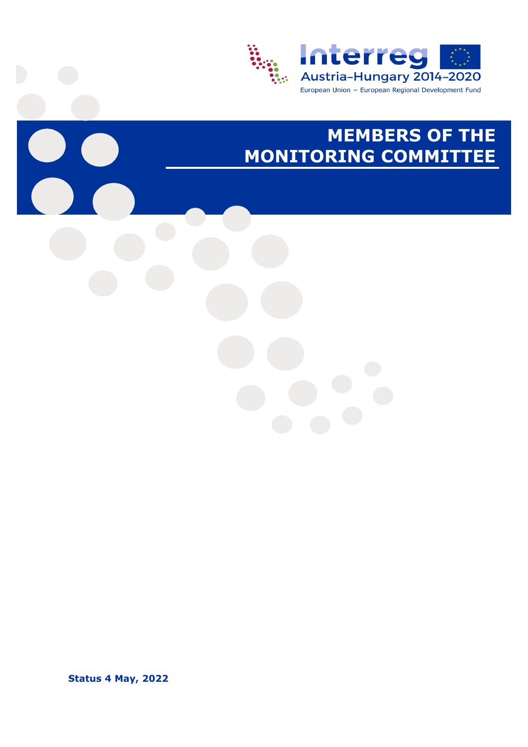Interreg

Austria–Hungary 2014–2020

European Union – European Regional Development Fund

# MEMBERS OF THE MONITORING COMMITTEE

**Status 4 May, 2022**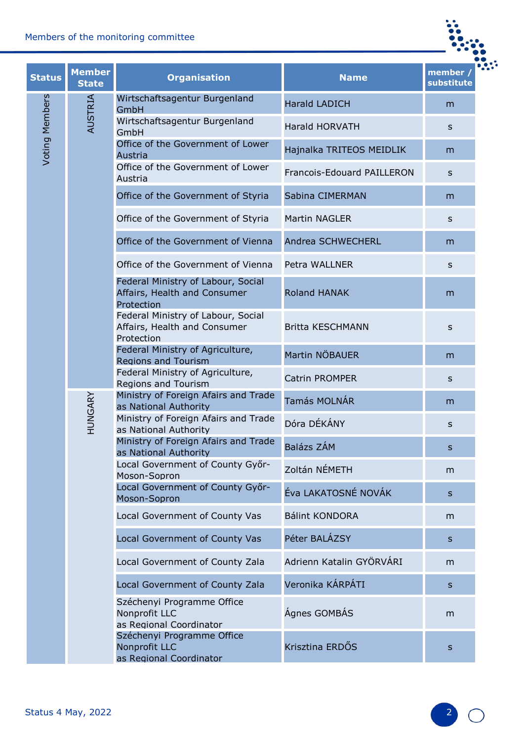Members of the monitoring committee

| Status | Member State | Organisation | Name | member / substitute |
|---|---|---|---|---|
| Voting Members | AUSTRIA | Wirtschaftsagentur Burgenland GmbH | Harald LADICH | m |
| | | Wirtschaftsagentur Burgenland GmbH | Harald HORVATH | s |
| | | Office of the Government of Lower Austria | Hajnalka TRITEOS MEIDLIK | m |
| | | Office of the Government of Lower Austria | Francois-Edouard PAILLERON | s |
| | | Office of the Government of Styria | Sabina CIMERMAN | m |
| | | Office of the Government of Styria | Martin NAGLER | s |
| | | Office of the Government of Vienna | Andrea SCHWECHERL | m |
| | | Office of the Government of Vienna | Petra WALLNER | s |
| | | Federal Ministry of Labour, Social Affairs, Health and Consumer Protection | Roland HANAK | m |
| | | Federal Ministry of Labour, Social Affairs, Health and Consumer Protection | Britta KESCHMANN | s |
| | | Federal Ministry of Agriculture, Regions and Tourism | Martin NÖBAUER | m |
| | | Federal Ministry of Agriculture, Regions and Tourism | Catrin PROMPER | s |
| | HUNGARY | Ministry of Foreign Afairs and Trade as National Authority | Tamás MOLNÁR | m |
| | | Ministry of Foreign Afairs and Trade as National Authority | Dóra DÉKÁNY | s |
| | | Ministry of Foreign Afairs and Trade as National Authority | Balázs ZÁM | s |
| | | Local Government of County Győr-Moson-Sopron | Zoltán NÉMETH | m |
| | | Local Government of County Győr-Moson-Sopron | Éva LAKATOSNÉ NOVÁK | s |
| | | Local Government of County Vas | Bálint KONDORA | m |
| | | Local Government of County Vas | Péter BALÁZSY | s |
| | | Local Government of County Zala | Adrienn Katalin GYÖRVÁRI | m |
| | | Local Government of County Zala | Veronika KÁRPÁTI | s |
| | | Széchenyi Programme Office Nonprofit LLC as Regional Coordinator | Ágnes GOMBÁS | m |
| | | Széchenyi Programme Office Nonprofit LLC as Regional Coordinator | Krisztina ERDŐS | s |

Status 4 May, 2022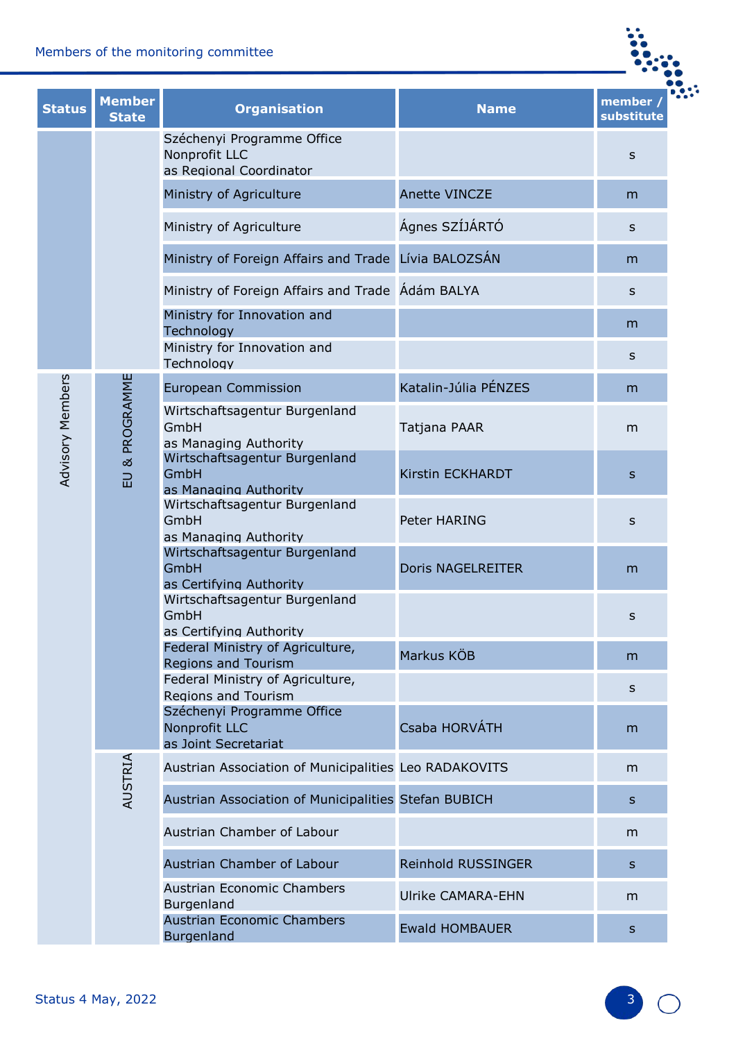| Status | Member State | Organisation | Name | member / substitute |
|---|---|---|---|---|
| | | Széchenyi Programme Office Nonprofit LLC as Regional Coordinator | | s |
| | | Ministry of Agriculture | Anette VINCZE | m |
| | | Ministry of Agriculture | Ágnes SZÍJÁRTÓ | s |
| | | Ministry of Foreign Affairs and Trade | Lívia BALOZSÁN | m |
| | | Ministry of Foreign Affairs and Trade | Ádám BALYA | s |
| | | Ministry for Innovation and Technology | | m |
| | | Ministry for Innovation and Technology | | s |
| Advisory Members | EU & PROGRAMME | European Commission | Katalin-Júlia PÉNZES | m |
| | | Wirtschaftsagentur Burgenland GmbH as Managing Authority | Tatjana PAAR | m |
| | | Wirtschaftsagentur Burgenland GmbH as Managing Authority | Kirstin ECKHARDT | s |
| | | Wirtschaftsagentur Burgenland GmbH as Managing Authority | Peter HARING | s |
| | | Wirtschaftsagentur Burgenland GmbH as Certifying Authority | Doris NAGELREITER | m |
| | | Wirtschaftsagentur Burgenland GmbH as Certifying Authority | | s |
| | | Federal Ministry of Agriculture, Regions and Tourism | Markus KÖB | m |
| | | Federal Ministry of Agriculture, Regions and Tourism | | s |
| | | Széchenyi Programme Office Nonprofit LLC as Joint Secretariat | Csaba HORVÁTH | m |
| | AUSTRIA | Austrian Association of Municipalities | Leo RADAKOVITS | m |
| | | Austrian Association of Municipalities | Stefan BUBICH | s |
| | | Austrian Chamber of Labour | | m |
| | | Austrian Chamber of Labour | Reinhold RUSSINGER | s |
| | | Austrian Economic Chambers Burgenland | Ulrike CAMARA-EHN | m |
| | | Austrian Economic Chambers Burgenland | Ewald HOMBAUER | s |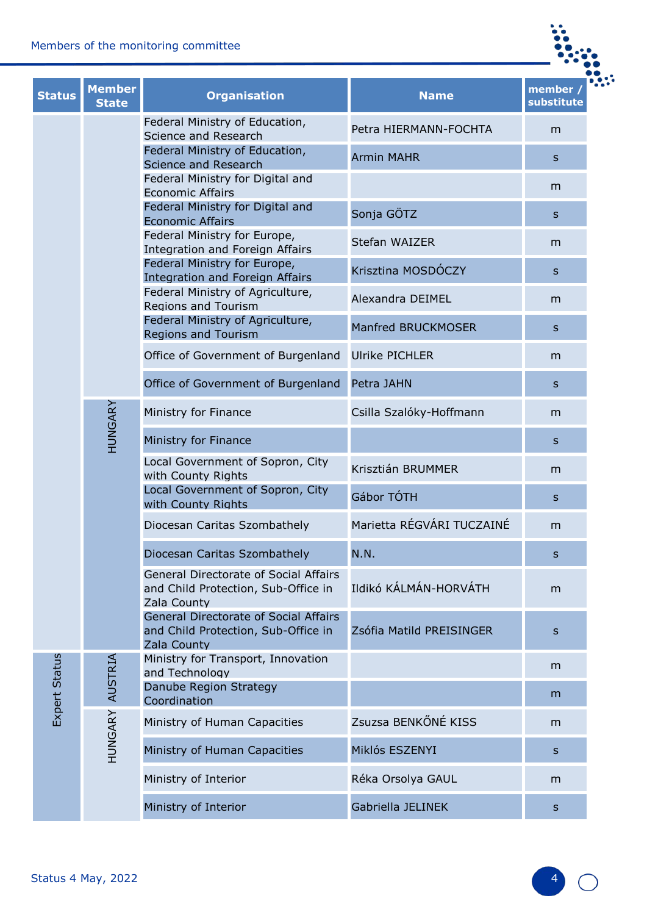Members of the monitoring committee

| Status | Member State | Organisation | Name | member / substitute |
|---|---|---|---|---|
| | | Federal Ministry of Education, Science and Research | Petra HIERMANN-FOCHTA | m |
| | | Federal Ministry of Education, Science and Research | Armin MAHR | s |
| | | Federal Ministry for Digital and Economic Affairs | | m |
| | | Federal Ministry for Digital and Economic Affairs | Sonja GÖTZ | s |
| | | Federal Ministry for Europe, Integration and Foreign Affairs | Stefan WAIZER | m |
| | | Federal Ministry for Europe, Integration and Foreign Affairs | Krisztina MOSDÓCZY | s |
| | | Federal Ministry of Agriculture, Regions and Tourism | Alexandra DEIMEL | m |
| | | Federal Ministry of Agriculture, Regions and Tourism | Manfred BRUCKMOSER | s |
| | | Office of Government of Burgenland | Ulrike PICHLER | m |
| | | Office of Government of Burgenland | Petra JAHN | s |
| | HUNGARY | Ministry for Finance | Csilla Szalóky-Hoffmann | m |
| | | Ministry for Finance | | s |
| | | Local Government of Sopron, City with County Rights | Krisztián BRUMMER | m |
| | | Local Government of Sopron, City with County Rights | Gábor TÓTH | s |
| | | Diocesan Caritas Szombathely | Marietta RÉGVÁRI TUCZAINÉ | m |
| | | Diocesan Caritas Szombathely | N.N. | s |
| | | General Directorate of Social Affairs and Child Protection, Sub-Office in Zala County | Ildikó KÁLMÁN-HORVÁTH | m |
| | | General Directorate of Social Affairs and Child Protection, Sub-Office in Zala County | Zsófia Matild PREISINGER | s |
| Expert Status | AUSTRIA | Ministry for Transport, Innovation and Technology | | m |
| | | Danube Region Strategy Coordination | | m |
| | HUNGARY | Ministry of Human Capacities | Zsuzsa BENKŐNÉ KISS | m |
| | | Ministry of Human Capacities | Miklós ESZENYI | s |
| | | Ministry of Interior | Réka Orsolya GAUL | m |
| | | Ministry of Interior | Gabriella JELINEK | s |

Status 4 May, 2022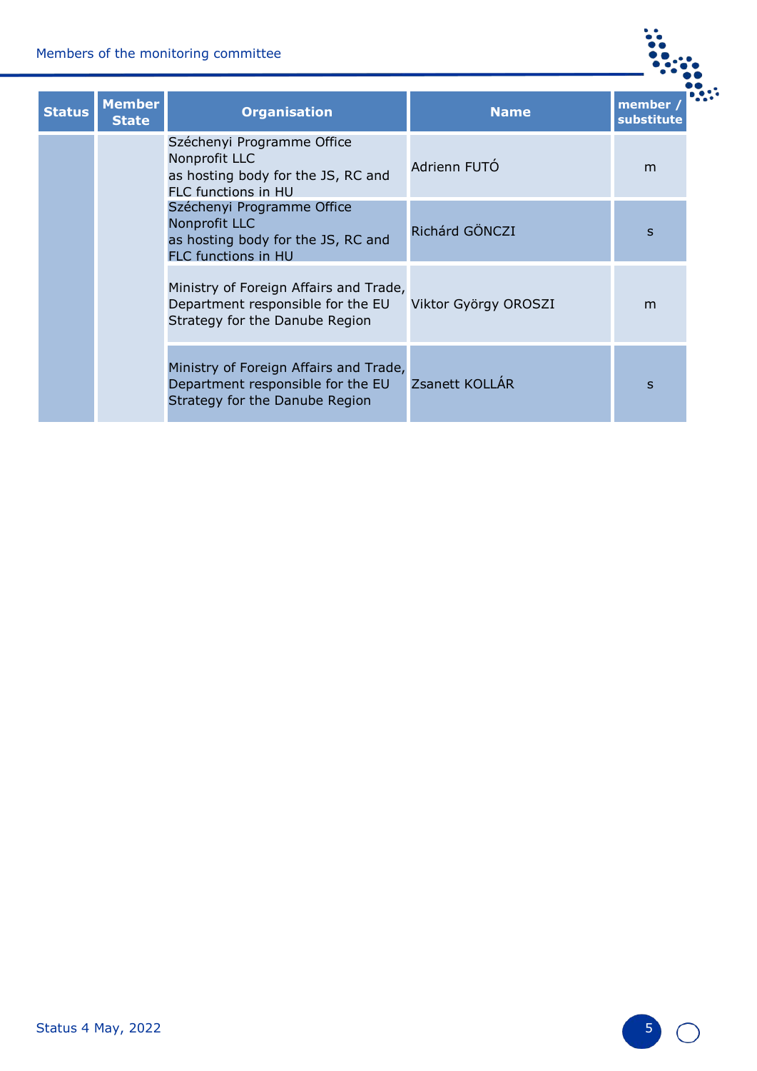| Status | Member State | Organisation | Name | member / substitute |
|---|---|---|---|---|
| | | Széchenyi Programme Office Nonprofit LLC as hosting body for the JS, RC and FLC functions in HU | Adrienn FUTÓ | m |
| | | Széchenyi Programme Office Nonprofit LLC as hosting body for the JS, RC and FLC functions in HU | Richárd GÖNCZI | s |
| | | Ministry of Foreign Affairs and Trade, Department responsible for the EU Strategy for the Danube Region | Viktor György OROSZI | m |
| | | Ministry of Foreign Affairs and Trade, Department responsible for the EU Strategy for the Danube Region | Zsanett KOLLÁR | s |